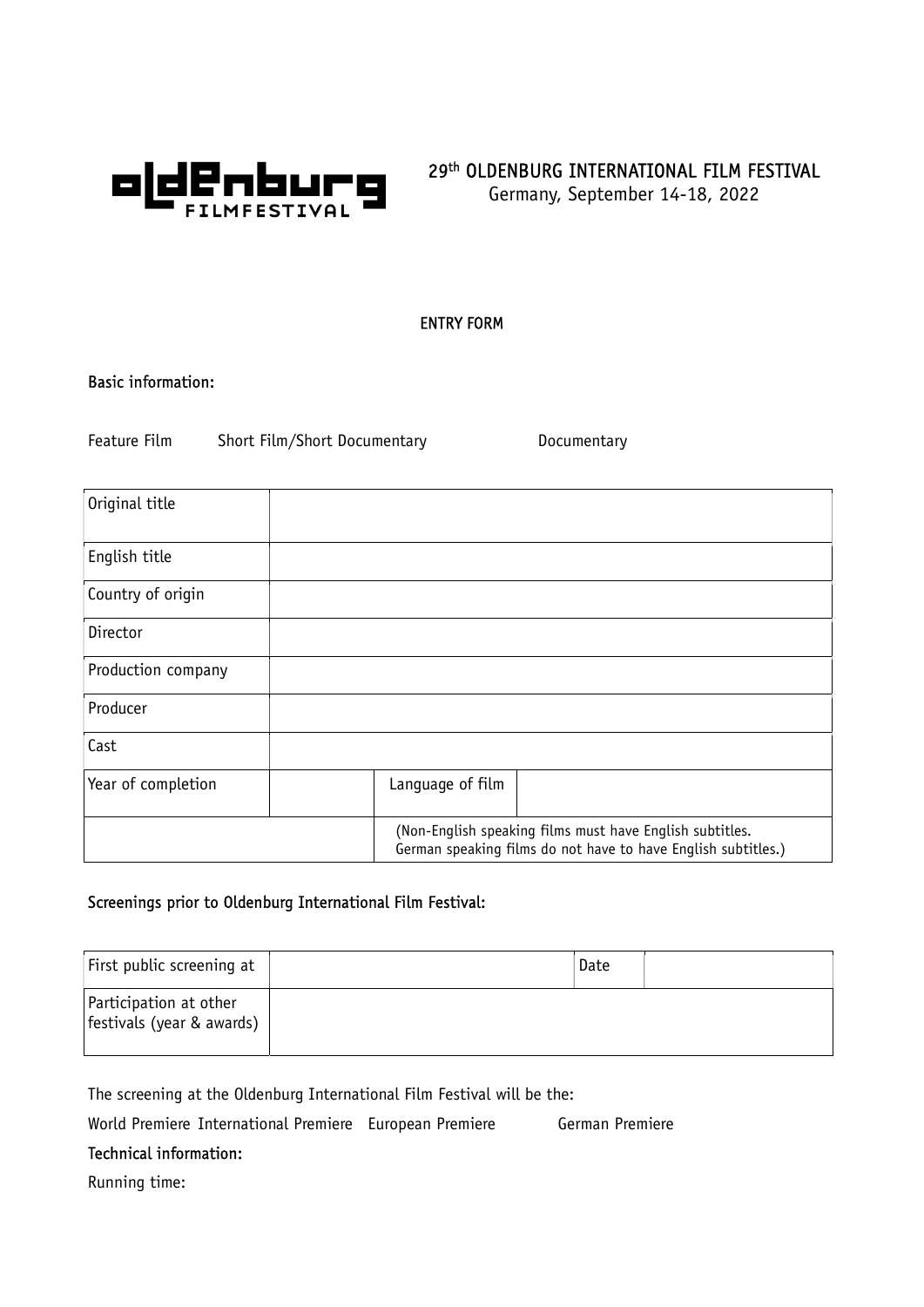oldenburg FILMFESTIVAL

# 29th OLDENBURG INTERNATIONAL FILM FESTIVAL
Germany, September 14-18, 2022

## ENTRY FORM

### Basic information:

Feature Film    Short Film/Short Documentary    Documentary

| Original title | | | |
|---|---|---|---|
| English title | | | |
| Country of origin | | | |
| Director | | | |
| Production company | | | |
| Producer | | | |
| Cast | | | |
| Year of completion | | Language of film | |
| | | (Non-English speaking films must have English subtitles. German speaking films do not have to have English subtitles.) | |

### Screenings prior to Oldenburg International Film Festival:

| First public screening at | | Date | |
|---|---|---|---|
| Participation at other festivals (year & awards) | | | |

The screening at the Oldenburg International Film Festival will be the:

World Premiere    International Premiere    European Premiere    German Premiere

### Technical information:

Running time: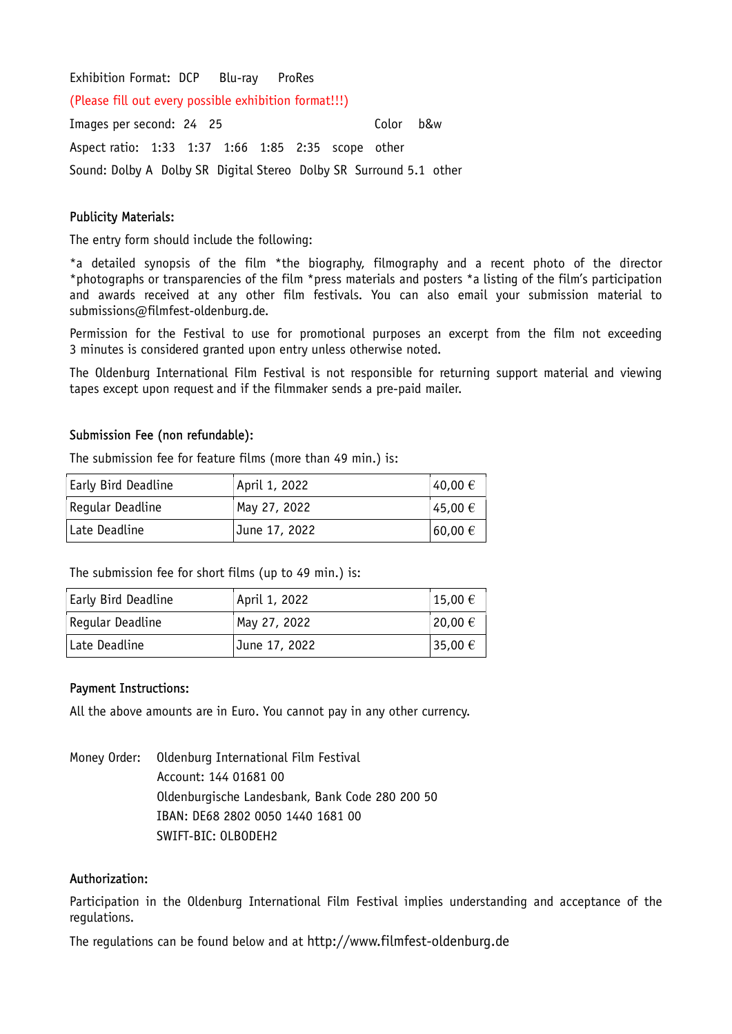Exhibition Format: DCP  Blu-ray  ProRes

(Please fill out every possible exhibition format!!!)

Images per second: 24  25  Color  b&w

Aspect ratio: 1:33  1:37  1:66  1:85  2:35  scope  other

Sound: Dolby A  Dolby SR  Digital Stereo  Dolby SR  Surround 5.1  other

## Publicity Materials:

The entry form should include the following:

*a detailed synopsis of the film *the biography, filmography and a recent photo of the director *photographs or transparencies of the film *press materials and posters *a listing of the film's participation and awards received at any other film festivals. You can also email your submission material to submissions@filmfest-oldenburg.de.

Permission for the Festival to use for promotional purposes an excerpt from the film not exceeding 3 minutes is considered granted upon entry unless otherwise noted.

The Oldenburg International Film Festival is not responsible for returning support material and viewing tapes except upon request and if the filmmaker sends a pre-paid mailer.

## Submission Fee (non refundable):

The submission fee for feature films (more than 49 min.) is:

| Early Bird Deadline | April 1, 2022 | 40,00 € |
|---|---|---|
| Regular Deadline | May 27, 2022 | 45,00 € |
| Late Deadline | June 17, 2022 | 60,00 € |

The submission fee for short films (up to 49 min.) is:

| Early Bird Deadline | April 1, 2022 | 15,00 € |
|---|---|---|
| Regular Deadline | May 27, 2022 | 20,00 € |
| Late Deadline | June 17, 2022 | 35,00 € |

## Payment Instructions:

All the above amounts are in Euro. You cannot pay in any other currency.

Money Order: Oldenburg International Film Festival
Account: 144 01681 00
Oldenburgische Landesbank, Bank Code 280 200 50
IBAN: DE68 2802 0050 1440 1681 00
SWIFT-BIC: OLBODEH2

## Authorization:

Participation in the Oldenburg International Film Festival implies understanding and acceptance of the regulations.

The regulations can be found below and at http://www.filmfest-oldenburg.de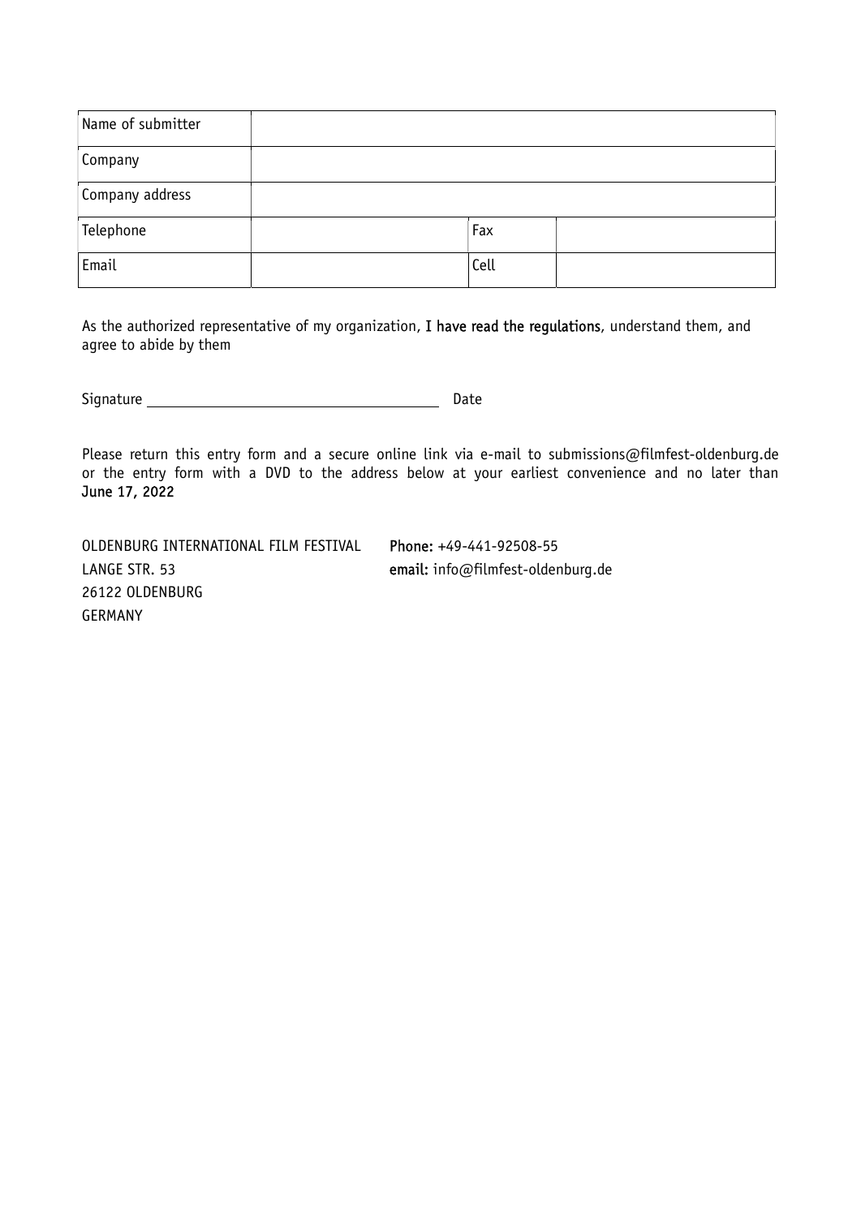| | | | |
|---|---|---|---|
| Name of submitter | | | |
| Company | | | |
| Company address | | | |
| Telephone | | Fax | |
| Email | | Cell | |

As the authorized representative of my organization, **I have read the regulations**, understand them, and agree to abide by them

Signature ______________________________ Date

Please return this entry form and a secure online link via e-mail to submissions@filmfest-oldenburg.de or the entry form with a DVD to the address below at your earliest convenience and no later than **June 17, 2022**

OLDENBURG INTERNATIONAL FILM FESTIVAL
LANGE STR. 53
26122 OLDENBURG
GERMANY

**Phone:** +49-441-92508-55
**email:** info@filmfest-oldenburg.de